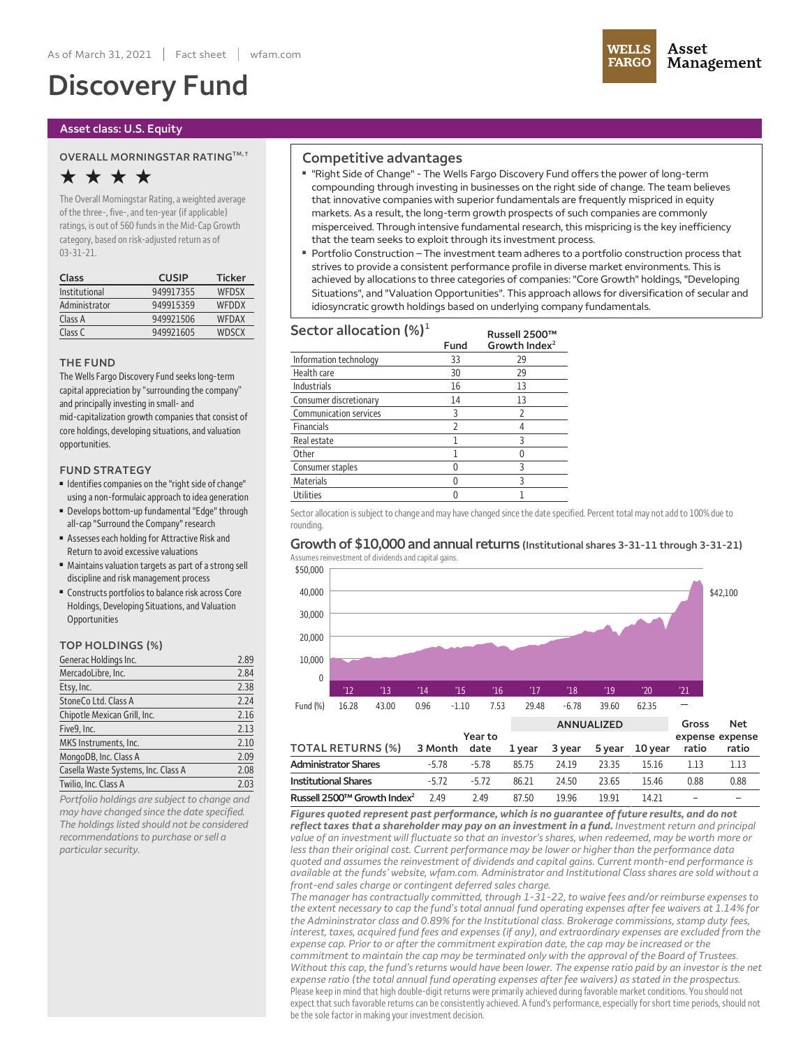As of March 31, 2021 | Fact sheet | wfam.com

# Discovery Fund

**Asset class: U.S. Equity**

## OVERALL MORNINGSTAR RATING™, †

★★★★

The Overall Morningstar Rating, a weighted average of the three-, five-, and ten-year (if applicable) ratings, is out of 560 funds in the Mid-Cap Growth category, based on risk-adjusted return as of 03-31-21.

| Class | CUSIP | Ticker |
|---|---|---|
| Institutional | 949917355 | WFDSX |
| Administrator | 949915359 | WFDDX |
| Class A | 949921506 | WFDAX |
| Class C | 949921605 | WDSCX |

## THE FUND

The Wells Fargo Discovery Fund seeks long-term capital appreciation by "surrounding the company" and principally investing in small- and mid-capitalization growth companies that consist of core holdings, developing situations, and valuation opportunities.

## FUND STRATEGY

- Identifies companies on the "right side of change" using a non-formulaic approach to idea generation
- Develops bottom-up fundamental "Edge" through all-cap "Surround the Company" research
- Assesses each holding for Attractive Risk and Return to avoid excessive valuations
- Maintains valuation targets as part of a strong sell discipline and risk management process
- Constructs portfolios to balance risk across Core Holdings, Developing Situations, and Valuation Opportunities

## TOP HOLDINGS (%)

| Holding | % |
|---|---|
| Generac Holdings Inc. | 2.89 |
| MercadoLibre, Inc. | 2.84 |
| Etsy, Inc. | 2.38 |
| StoneCo Ltd. Class A | 2.24 |
| Chipotle Mexican Grill, Inc. | 2.16 |
| Five9, Inc. | 2.13 |
| MKS Instruments, Inc. | 2.10 |
| MongoDB, Inc. Class A | 2.09 |
| Casella Waste Systems, Inc. Class A | 2.08 |
| Twilio, Inc. Class A | 2.03 |

*Portfolio holdings are subject to change and may have changed since the date specified. The holdings listed should not be considered recommendations to purchase or sell a particular security.*

## Competitive advantages

- "Right Side of Change" - The Wells Fargo Discovery Fund offers the power of long-term compounding through investing in businesses on the right side of change. The team believes that innovative companies with superior fundamentals are frequently mispriced in equity markets. As a result, the long-term growth prospects of such companies are commonly misperceived. Through intensive fundamental research, this mispricing is the key inefficiency that the team seeks to exploit through its investment process.
- Portfolio Construction – The investment team adheres to a portfolio construction process that strives to provide a consistent performance profile in diverse market environments. This is achieved by allocations to three categories of companies: "Core Growth" holdings, "Developing Situations", and "Valuation Opportunities". This approach allows for diversification of secular and idiosyncratic growth holdings based on underlying company fundamentals.

## Sector allocation (%)[1]

| | Fund | Russell 2500™ Growth Index[2] |
|---|---|---|
| Information technology | 33 | 29 |
| Health care | 30 | 29 |
| Industrials | 16 | 13 |
| Consumer discretionary | 14 | 13 |
| Communication services | 3 | 2 |
| Financials | 2 | 4 |
| Real estate | 1 | 3 |
| Other | 1 | 0 |
| Consumer staples | 0 | 3 |
| Materials | 0 | 3 |
| Utilities | 0 | 1 |

Sector allocation is subject to change and may have changed since the date specified. Percent total may not add to 100% due to rounding.

## Growth of $10,000 and annual returns (Institutional shares 3-31-11 through 3-31-21)

Assumes reinvestment of dividends and capital gains.

Ending value: $42,100

| | '12 | '13 | '14 | '15 | '16 | '17 | '18 | '19 | '20 | '21 |
|---|---|---|---|---|---|---|---|---|---|---|
| Fund (%) | 16.28 | 43.00 | 0.96 | -1.10 | 7.53 | 29.48 | -6.78 | 39.60 | 62.35 | — |

| | | | ANNUALIZED | | | | Gross | Net |
|---|---|---|---|---|---|---|---|---|
| **TOTAL RETURNS (%)** | 3 Month | Year to date | 1 year | 3 year | 5 year | 10 year | expense ratio | expense ratio |
| **Administrator Shares** | -5.78 | -5.78 | 85.75 | 24.19 | 23.35 | 15.16 | 1.13 | 1.13 |
| **Institutional Shares** | -5.72 | -5.72 | 86.21 | 24.50 | 23.65 | 15.46 | 0.88 | 0.88 |
| **Russell 2500™ Growth Index[2]** | 2.49 | 2.49 | 87.50 | 19.96 | 19.91 | 14.21 | – | – |

***Figures quoted represent past performance, which is no guarantee of future results, and do not reflect taxes that a shareholder may pay on an investment in a fund.*** *Investment return and principal value of an investment will fluctuate so that an investor's shares, when redeemed, may be worth more or less than their original cost. Current performance may be lower or higher than the performance data quoted and assumes the reinvestment of dividends and capital gains. Current month-end performance is available at the funds' website, wfam.com. Administrator and Institutional Class shares are sold without a front-end sales charge or contingent deferred sales charge.*

*The manager has contractually committed, through 1-31-22, to waive fees and/or reimburse expenses to the extent necessary to cap the fund's total annual fund operating expenses after fee waivers at 1.14% for the Admininstrator class and 0.89% for the Institutional class. Brokerage commissions, stamp duty fees, interest, taxes, acquired fund fees and expenses (if any), and extraordinary expenses are excluded from the expense cap. Prior to or after the commitment expiration date, the cap may be increased or the commitment to maintain the cap may be terminated only with the approval of the Board of Trustees. Without this cap, the fund's returns would have been lower. The expense ratio paid by an investor is the net expense ratio (the total annual fund operating expenses after fee waivers) as stated in the prospectus.*

Please keep in mind that high double-digit returns were primarily achieved during favorable market conditions. You should not expect that such favorable returns can be consistently achieved. A fund's performance, especially for short time periods, should not be the sole factor in making your investment decision.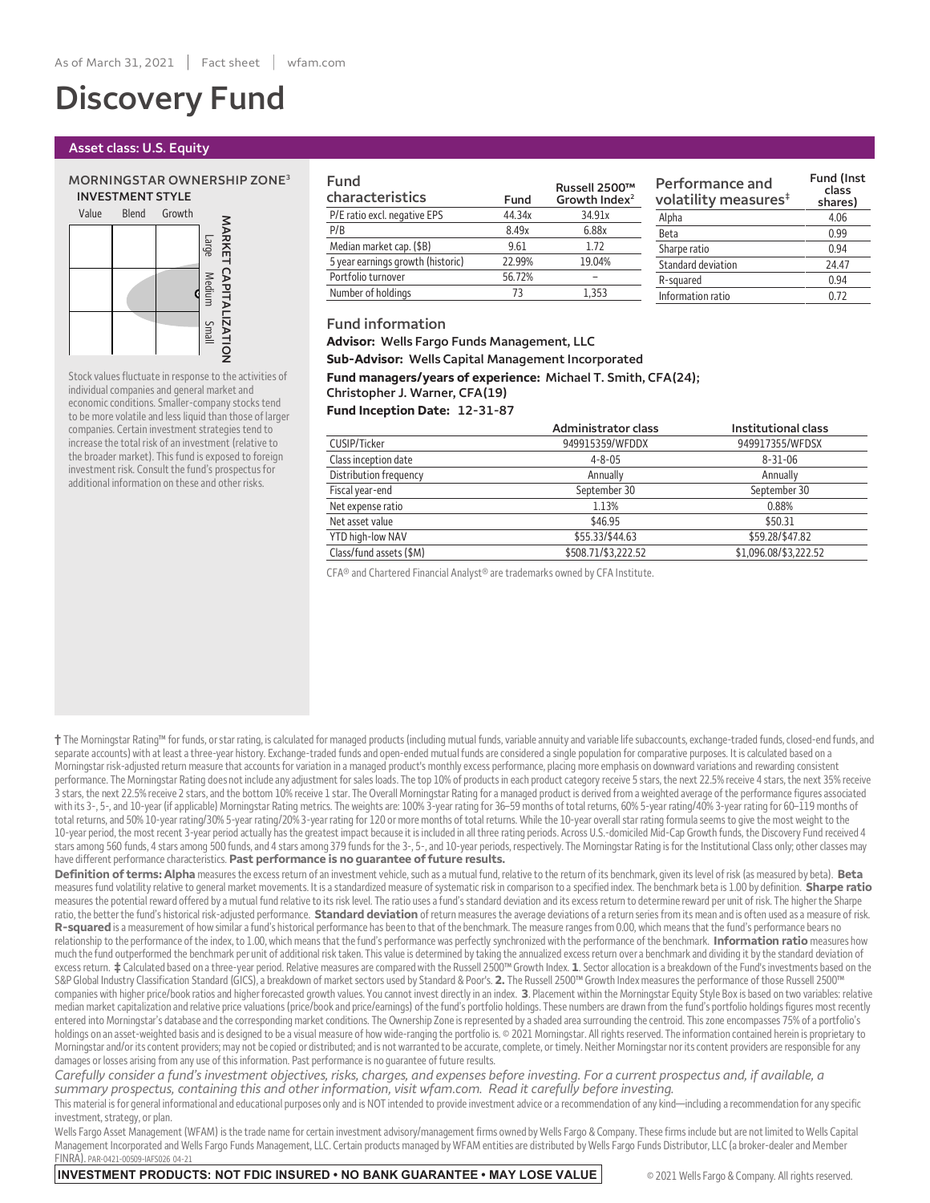# Discovery Fund

**Asset class: U.S. Equity**

## MORNINGSTAR OWNERSHIP ZONE[3]

INVESTMENT STYLE

Value Blend Growth

MARKET CAPITALIZATION

Large Medium Small

Stock values fluctuate in response to the activities of individual companies and general market and economic conditions. Smaller-company stocks tend to be more volatile and less liquid than those of larger companies. Certain investment strategies tend to increase the total risk of an investment (relative to the broader market). This fund is exposed to foreign investment risk. Consult the fund's prospectus for additional information on these and other risks.

| Fund characteristics | Fund | Russell 2500™ Growth Index[2] |
|---|---|---|
| P/E ratio excl. negative EPS | 44.34x | 34.91x |
| P/B | 8.49x | 6.88x |
| Median market cap. ($B) | 9.61 | 1.72 |
| 5 year earnings growth (historic) | 22.99% | 19.04% |
| Portfolio turnover | 56.72% | – |
| Number of holdings | 73 | 1,353 |

| Performance and volatility measures‡ | Fund (Inst class shares) |
|---|---|
| Alpha | 4.06 |
| Beta | 0.99 |
| Sharpe ratio | 0.94 |
| Standard deviation | 24.47 |
| R-squared | 0.94 |
| Information ratio | 0.72 |

## Fund information

**Advisor: Wells Fargo Funds Management, LLC**

**Sub-Advisor: Wells Capital Management Incorporated**

**Fund managers/years of experience: Michael T. Smith, CFA(24); Christopher J. Warner, CFA(19)**

**Fund Inception Date: 12-31-87**

| | Administrator class | Institutional class |
|---|---|---|
| CUSIP/Ticker | 949915359/WFDDX | 949917355/WFDSX |
| Class inception date | 4-8-05 | 8-31-06 |
| Distribution frequency | Annually | Annually |
| Fiscal year-end | September 30 | September 30 |
| Net expense ratio | 1.13% | 0.88% |
| Net asset value | $46.95 | $50.31 |
| YTD high-low NAV | $55.33/$44.63 | $59.28/$47.82 |
| Class/fund assets ($M) | $508.71/$3,222.52 | $1,096.08/$3,222.52 |

CFA® and Chartered Financial Analyst® are trademarks owned by CFA Institute.

† The Morningstar Rating™ for funds, or star rating, is calculated for managed products (including mutual funds, variable annuity and variable life subaccounts, exchange-traded funds, closed-end funds, and separate accounts) with at least a three-year history. Exchange-traded funds and open-ended mutual funds are considered a single population for comparative purposes. It is calculated based on a Morningstar risk-adjusted return measure that accounts for variation in a managed product's monthly excess performance, placing more emphasis on downward variations and rewarding consistent performance. The Morningstar Rating does not include any adjustment for sales loads. The top 10% of products in each product category receive 5 stars, the next 22.5% receive 4 stars, the next 35% receive 3 stars, the next 22.5% receive 2 stars, and the bottom 10% receive 1 star. The Overall Morningstar Rating for a managed product is derived from a weighted average of the performance figures associated with its 3-, 5-, and 10-year (if applicable) Morningstar Rating metrics. The weights are: 100% 3-year rating for 36–59 months of total returns, 60% 5-year rating/40% 3-year rating for 60–119 months of total returns, and 50% 10-year rating/30% 5-year rating/20% 3-year rating for 120 or more months of total returns. While the 10-year overall star rating formula seems to give the most weight to the 10-year period, the most recent 3-year period actually has the greatest impact because it is included in all three rating periods. Across U.S.-domiciled Mid-Cap Growth funds, the Discovery Fund received 4 stars among 560 funds, 4 stars among 500 funds, and 4 stars among 379 funds for the 3-, 5-, and 10-year periods, respectively. The Morningstar Rating is for the Institutional Class only; other classes may have different performance characteristics. **Past performance is no guarantee of future results.**

**Definition of terms: Alpha** measures the excess return of an investment vehicle, such as a mutual fund, relative to the return of its benchmark, given its level of risk (as measured by beta). **Beta** measures fund volatility relative to general market movements. It is a standardized measure of systematic risk in comparison to a specified index. The benchmark beta is 1.00 by definition. **Sharpe ratio** measures the potential reward offered by a mutual fund relative to its risk level. The ratio uses a fund's standard deviation and its excess return to determine reward per unit of risk. The higher the Sharpe ratio, the better the fund's historical risk-adjusted performance. **Standard deviation** of return measures the average deviations of a return series from its mean and is often used as a measure of risk. **R-squared** is a measurement of how similar a fund's historical performance has been to that of the benchmark. The measure ranges from 0.00, which means that the fund's performance bears no relationship to the performance of the index, to 1.00, which means that the fund's performance was perfectly synchronized with the performance of the benchmark. **Information ratio** measures how much the fund outperformed the benchmark per unit of additional risk taken. This value is determined by taking the annualized excess return over a benchmark and dividing it by the standard deviation of excess return. **‡** Calculated based on a three-year period. Relative measures are compared with the Russell 2500™ Growth Index. **1**. Sector allocation is a breakdown of the Fund's investments based on the S&P Global Industry Classification Standard (GICS), a breakdown of market sectors used by Standard & Poor's. **2.** The Russell 2500™ Growth Index measures the performance of those Russell 2500™ companies with higher price/book ratios and higher forecasted growth values. You cannot invest directly in an index. **3**. Placement within the Morningstar Equity Style Box is based on two variables: relative median market capitalization and relative price valuations (price/book and price/earnings) of the fund's portfolio holdings. These numbers are drawn from the fund's portfolio holdings figures most recently entered into Morningstar's database and the corresponding market conditions. The Ownership Zone is represented by a shaded area surrounding the centroid. This zone encompasses 75% of a portfolio's holdings on an asset-weighted basis and is designed to be a visual measure of how wide-ranging the portfolio is. © 2021 Morningstar. All rights reserved. The information contained herein is proprietary to Morningstar and/or its content providers; may not be copied or distributed; and is not warranted to be accurate, complete, or timely. Neither Morningstar nor its content providers are responsible for any damages or losses arising from any use of this information. Past performance is no guarantee of future results.

*Carefully consider a fund's investment objectives, risks, charges, and expenses before investing. For a current prospectus and, if available, a summary prospectus, containing this and other information, visit wfam.com. Read it carefully before investing.*

This material is for general informational and educational purposes only and is NOT intended to provide investment advice or a recommendation of any kind—including a recommendation for any specific investment, strategy, or plan.

Wells Fargo Asset Management (WFAM) is the trade name for certain investment advisory/management firms owned by Wells Fargo & Company. These firms include but are not limited to Wells Capital Management Incorporated and Wells Fargo Funds Management, LLC. Certain products managed by WFAM entities are distributed by Wells Fargo Funds Distributor, LLC (a broker-dealer and Member FINRA). PAR-0421-00509-IAFS026 04-21

**INVESTMENT PRODUCTS: NOT FDIC INSURED • NO BANK GUARANTEE • MAY LOSE VALUE**

© 2021 Wells Fargo & Company. All rights reserved.